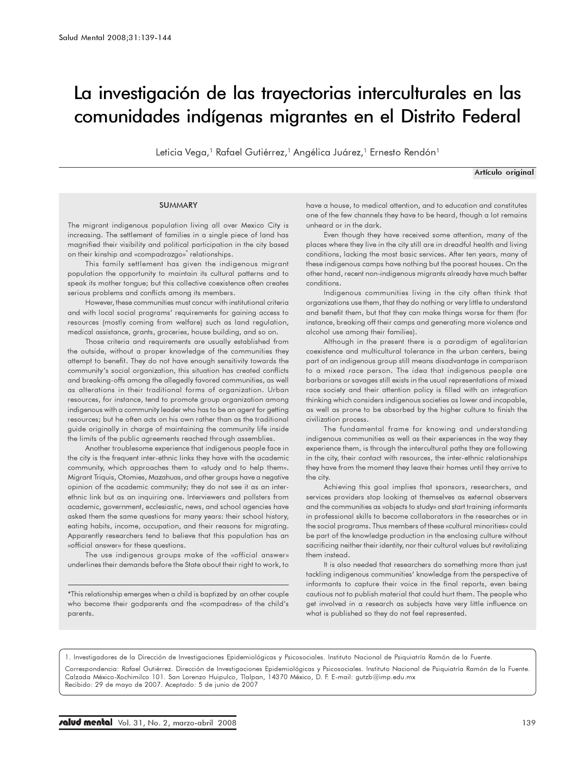// Title
# La investigación de las trayectorias interculturales en las comunidades indígenas migrantes en el Distrito Federal

Leticia Vega,[1] Rafael Gutiérrez,[1] Angélica Juárez,[1] Ernesto Rendón[1]

**Artículo original**

## SUMMARY

The migrant indigenous population living all over Mexico City is increasing. The settlement of families in a single piece of land has magnified their visibility and political participation in the city based on their kinship and «compadrazgo»* relationships.

This family settlement has given the indigenous migrant population the opportunity to maintain its cultural patterns and to speak its mother tongue; but this collective coexistence often creates serious problems and conflicts among its members.

However, these communities must concur with institutional criteria and with local social programs' requirements for gaining access to resources (mostly coming from welfare) such as land regulation, medical assistance, grants, groceries, house building, and so on.

Those criteria and requirements are usually established from the outside, without a proper knowledge of the communities they attempt to benefit. They do not have enough sensitivity towards the community's social organization, this situation has created conflicts and breaking-offs among the allegedly favored communities, as well as alterations in their traditional forms of organization. Urban resources, for instance, tend to promote group organization among indigenous with a community leader who has to be an agent for getting resources; but he often acts on his own rather than as the traditional guide originally in charge of maintaining the community life inside the limits of the public agreements reached through assemblies.

Another troublesome experience that indigenous people face in the city is the frequent inter-ethnic links they have with the academic community, which approaches them to «study and to help them». Migrant Triquis, Otomies, Mazahuas, and other groups have a negative opinion of the academic community; they do not see it as an inter-ethnic link but as an inquiring one. Interviewers and pollsters from academic, government, ecclesiastic, news, and school agencies have asked them the same questions for many years: their school history, eating habits, income, occupation, and their reasons for migrating. Apparently researchers tend to believe that this population has an «official answer» for these questions.

The use indigenous groups make of the «official answer» underlines their demands before the State about their right to work, to have a house, to medical attention, and to education and constitutes one of the few channels they have to be heard, though a lot remains unheard or in the dark.

Even though they have received some attention, many of the places where they live in the city still are in dreadful health and living conditions, lacking the most basic services. After ten years, many of these indigenous camps have nothing but the poorest houses. On the other hand, recent non-indigenous migrants already have much better conditions.

Indigenous communities living in the city often think that organizations use them, that they do nothing or very little to understand and benefit them, but that they can make things worse for them (for instance, breaking off their camps and generating more violence and alcohol use among their families).

Although in the present there is a paradigm of egalitarian coexistence and multicultural tolerance in the urban centers, being part of an indigenous group still means disadvantage in comparison to a mixed race person. The idea that indigenous people are barbarians or savages still exists in the usual representations of mixed race society and their attention policy is filled with an integration thinking which considers indigenous societies as lower and incapable, as well as prone to be absorbed by the higher culture to finish the civilization process.

The fundamental frame for knowing and understanding indigenous communities as well as their experiences in the way they experience them, is through the intercultural paths they are following in the city, their contact with resources, the inter-ethnic relationships they have from the moment they leave their homes until they arrive to the city.

Achieving this goal implies that sponsors, researchers, and services providers stop looking at themselves as external observers and the communities as «objects to study» and start training informants in professional skills to become collaborators in the researches or in the social programs. Thus members of these «cultural minorities» could be part of the knowledge production in the enclosing culture without sacrificing neither their identity, nor their cultural values but revitalizing them instead.

It is also needed that researchers do something more than just tackling indigenous communities' knowledge from the perspective of informants to capture their voice in the final reports, even being cautious not to publish material that could hurt them. The people who get involved in a research as subjects have very little influence on what is published so they do not feel represented.

*This relationship emerges when a child is baptized by an other couple who become their godparents and the «compadres» of the child's parents.

1. Investigadores de la Dirección de Investigaciones Epidemiológicas y Psicosociales. Instituto Nacional de Psiquiatría Ramón de la Fuente.

Correspondencia: Rafael Gutiérrez. Dirección de Investigaciones Epidemiológicas y Psicosociales. Instituto Nacional de Psiquiatría Ramón de la Fuente. Calzada México-Xochimilco 101. San Lorenzo Huipulco, Tlalpan, 14370 México, D. F. E-mail: gutzb@imp.edu.mx

Recibido: 29 de mayo de 2007. Aceptado: 5 de junio de 2007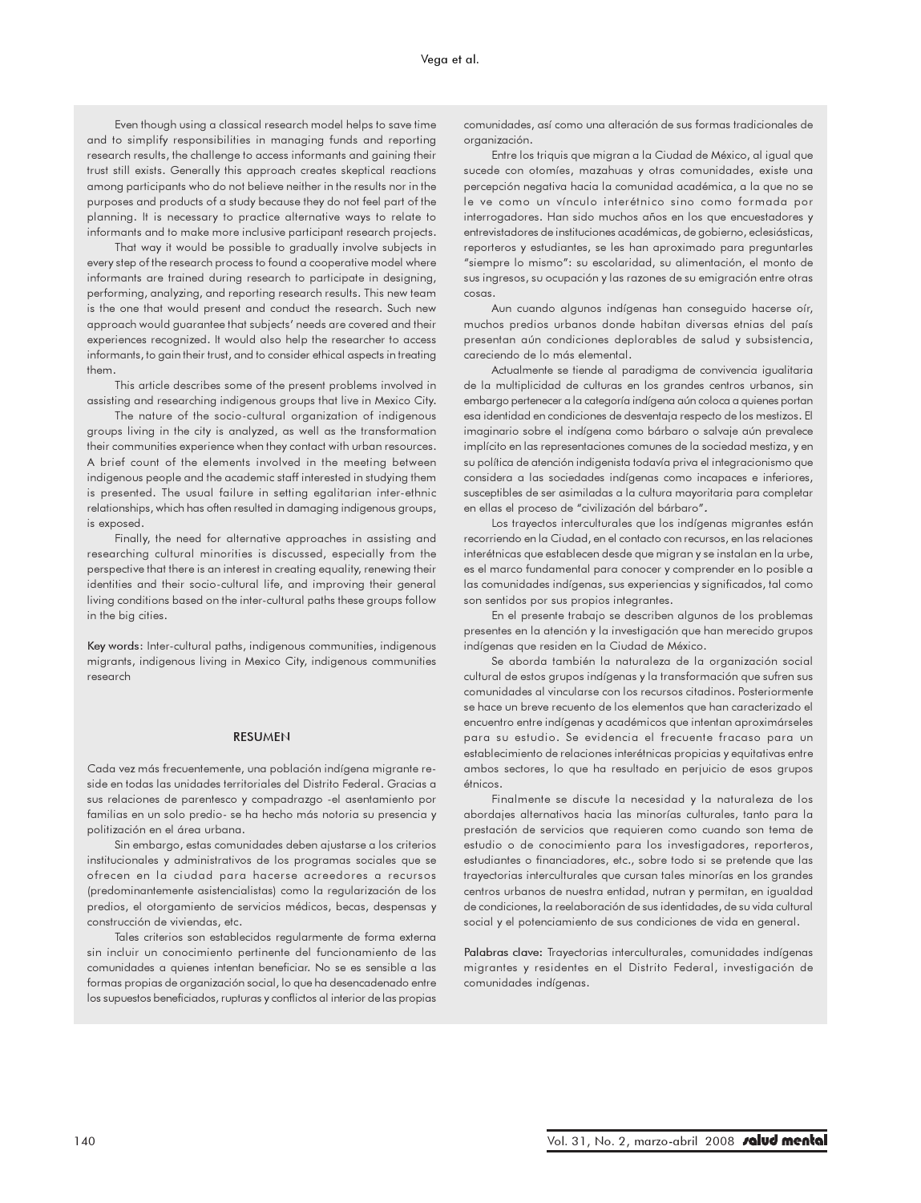Even though using a classical research model helps to save time and to simplify responsibilities in managing funds and reporting research results, the challenge to access informants and gaining their trust still exists. Generally this approach creates skeptical reactions among participants who do not believe neither in the results nor in the purposes and products of a study because they do not feel part of the planning. It is necessary to practice alternative ways to relate to informants and to make more inclusive participant research projects.

That way it would be possible to gradually involve subjects in every step of the research process to found a cooperative model where informants are trained during research to participate in designing, performing, analyzing, and reporting research results. This new team is the one that would present and conduct the research. Such new approach would guarantee that subjects' needs are covered and their experiences recognized. It would also help the researcher to access informants, to gain their trust, and to consider ethical aspects in treating them.

This article describes some of the present problems involved in assisting and researching indigenous groups that live in Mexico City.

The nature of the socio-cultural organization of indigenous groups living in the city is analyzed, as well as the transformation their communities experience when they contact with urban resources. A brief count of the elements involved in the meeting between indigenous people and the academic staff interested in studying them is presented. The usual failure in setting egalitarian inter-ethnic relationships, which has often resulted in damaging indigenous groups, is exposed.

Finally, the need for alternative approaches in assisting and researching cultural minorities is discussed, especially from the perspective that there is an interest in creating equality, renewing their identities and their socio-cultural life, and improving their general living conditions based on the inter-cultural paths these groups follow in the big cities.

Key words: Inter-cultural paths, indigenous communities, indigenous migrants, indigenous living in Mexico City, indigenous communities research

## RESUMEN

Cada vez más frecuentemente, una población indígena migrante reside en todas las unidades territoriales del Distrito Federal. Gracias a sus relaciones de parentesco y compadrazgo -el asentamiento por familias en un solo predio- se ha hecho más notoria su presencia y politización en el área urbana.

Sin embargo, estas comunidades deben ajustarse a los criterios institucionales y administrativos de los programas sociales que se ofrecen en la ciudad para hacerse acreedores a recursos (predominantemente asistencialistas) como la regularización de los predios, el otorgamiento de servicios médicos, becas, despensas y construcción de viviendas, etc.

Tales criterios son establecidos regularmente de forma externa sin incluir un conocimiento pertinente del funcionamiento de las comunidades a quienes intentan beneficiar. No se es sensible a las formas propias de organización social, lo que ha desencadenado entre los supuestos beneficiados, rupturas y conflictos al interior de las propias comunidades, así como una alteración de sus formas tradicionales de organización.

Entre los triquis que migran a la Ciudad de México, al igual que sucede con otomíes, mazahuas y otras comunidades, existe una percepción negativa hacia la comunidad académica, a la que no se le ve como un vínculo interétnico sino como formada por interrogadores. Han sido muchos años en los que encuestadores y entrevistadores de instituciones académicas, de gobierno, eclesiásticas, reporteros y estudiantes, se les han aproximado para preguntarles "siempre lo mismo": su escolaridad, su alimentación, el monto de sus ingresos, su ocupación y las razones de su emigración entre otras cosas.

Aun cuando algunos indígenas han conseguido hacerse oír, muchos predios urbanos donde habitan diversas etnias del país presentan aún condiciones deplorables de salud y subsistencia, careciendo de lo más elemental.

Actualmente se tiende al paradigma de convivencia igualitaria de la multiplicidad de culturas en los grandes centros urbanos, sin embargo pertenecer a la categoría indígena aún coloca a quienes portan esa identidad en condiciones de desventaja respecto de los mestizos. El imaginario sobre el indígena como bárbaro o salvaje aún prevalece implícito en las representaciones comunes de la sociedad mestiza, y en su política de atención indigenista todavía priva el integracionismo que considera a las sociedades indígenas como incapaces e inferiores, susceptibles de ser asimiladas a la cultura mayoritaria para completar en ellas el proceso de "civilización del bárbaro".

Los trayectos interculturales que los indígenas migrantes están recorriendo en la Ciudad, en el contacto con recursos, en las relaciones interétnicas que establecen desde que migran y se instalan en la urbe, es el marco fundamental para conocer y comprender en lo posible a las comunidades indígenas, sus experiencias y significados, tal como son sentidos por sus propios integrantes.

En el presente trabajo se describen algunos de los problemas presentes en la atención y la investigación que han merecido grupos indígenas que residen en la Ciudad de México.

Se aborda también la naturaleza de la organización social cultural de estos grupos indígenas y la transformación que sufren sus comunidades al vincularse con los recursos citadinos. Posteriormente se hace un breve recuento de los elementos que han caracterizado el encuentro entre indígenas y académicos que intentan aproximárseles para su estudio. Se evidencia el frecuente fracaso para un establecimiento de relaciones interétnicas propicias y equitativas entre ambos sectores, lo que ha resultado en perjuicio de esos grupos étnicos.

Finalmente se discute la necesidad y la naturaleza de los abordajes alternativos hacia las minorías culturales, tanto para la prestación de servicios que requieren como cuando son tema de estudio o de conocimiento para los investigadores, reporteros, estudiantes o financiadores, etc., sobre todo si se pretende que las trayectorias interculturales que cursan tales minorías en los grandes centros urbanos de nuestra entidad, nutran y permitan, en igualdad de condiciones, la reelaboración de sus identidades, de su vida cultural social y el potenciamiento de sus condiciones de vida en general.

Palabras clave: Trayectorias interculturales, comunidades indígenas migrantes y residentes en el Distrito Federal, investigación de comunidades indígenas.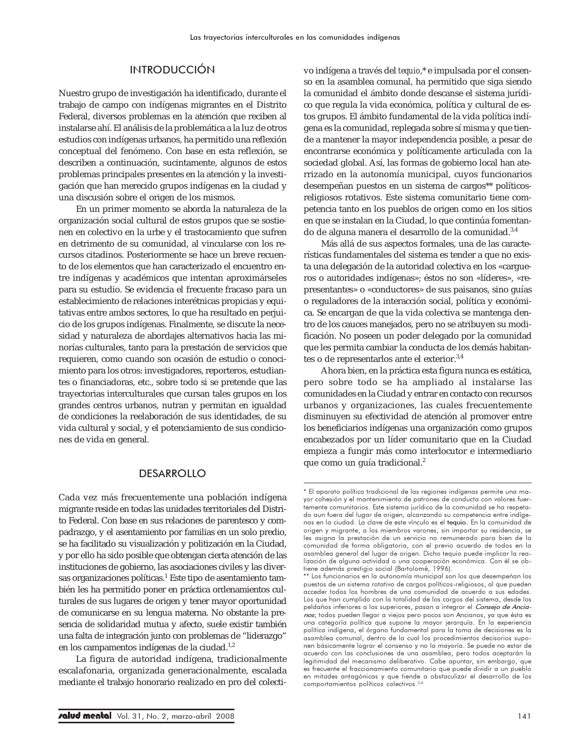## INTRODUCCIÓN

Nuestro grupo de investigación ha identificado, durante el trabajo de campo con indígenas migrantes en el Distrito Federal, diversos problemas en la atención que reciben al instalarse ahí. El análisis de la problemática a la luz de otros estudios con indígenas urbanos, ha permitido una reflexión conceptual del fenómeno. Con base en esta reflexión, se describen a continuación, sucintamente, algunos de estos problemas principales presentes en la atención y la investigación que han merecido grupos indígenas en la ciudad y una discusión sobre el origen de los mismos.

En un primer momento se aborda la naturaleza de la organización social cultural de estos grupos que se sostienen en colectivo en la urbe y el trastocamiento que sufren en detrimento de su comunidad, al vincularse con los recursos citadinos. Posteriormente se hace un breve recuento de los elementos que han caracterizado el encuentro entre indígenas y académicos que intentan aproximárseles para su estudio. Se evidencia el frecuente fracaso para un establecimiento de relaciones interétnicas propicias y equitativas entre ambos sectores, lo que ha resultado en perjuicio de los grupos indígenas. Finalmente, se discute la necesidad y naturaleza de abordajes alternativos hacia las minorías culturales, tanto para la prestación de servicios que requieren, como cuando son ocasión de estudio o conocimiento para los otros: investigadores, reporteros, estudiantes o financiadoras, etc., sobre todo si se pretende que las trayectorias interculturales que cursan tales grupos en los grandes centros urbanos, nutran y permitan en igualdad de condiciones la reelaboración de sus identidades, de su vida cultural y social, y el potenciamiento de sus condiciones de vida en general.

## DESARROLLO

Cada vez más frecuentemente una población indígena migrante reside en todas las unidades territoriales del Distrito Federal. Con base en sus relaciones de parentesco y compadrazgo, y el asentamiento por familias en un solo predio, se ha facilitado su visualización y politización en la Ciudad, y por ello ha sido posible que obtengan cierta atención de las instituciones de gobierno, las asociaciones civiles y las diversas organizaciones políticas.[1] Este tipo de asentamiento también les ha permitido poner en práctica ordenamientos culturales de sus lugares de origen y tener mayor oportunidad de comunicarse en su lengua materna. No obstante la presencia de solidaridad mutua y afecto, suele existir también una falta de integración junto con problemas de "liderazgo" en los campamentos indígenas de la ciudad.[1,2]

La figura de autoridad indígena, tradicionalmente escalafonaria, organizada generacionalmente, escalada mediante el trabajo honorario realizado en pro del colectivo indígena a través del *tequio*,* e impulsada por el consenso en la asamblea comunal, ha permitido que siga siendo la comunidad el ámbito donde descanse el sistema jurídico que regula la vida económica, política y cultural de estos grupos. El ámbito fundamental de la vida política indígena es la comunidad, replegada sobre sí misma y que tiende a mantener la mayor independencia posible, a pesar de encontrarse económica y políticamente articulada con la sociedad global. Así, las formas de gobierno local han aterrizado en la autonomía municipal, cuyos funcionarios desempeñan puestos en un sistema de cargos** políticos-religiosos rotativos. Este sistema comunitario tiene competencia tanto en los pueblos de origen como en los sitios en que se instalan en la Ciudad, lo que continúa fomentando de alguna manera el desarrollo de la comunidad.[3,4]

Más allá de sus aspectos formales, una de las características fundamentales del sistema es tender a que no exista una delegación de la autoridad colectiva en los «cargueros o autoridades indígenas»; éstos no son «líderes», «representantes» o «conductores» de sus paisanos, sino guías o reguladores de la interacción social, política y económica. Se encargan de que la vida colectiva se mantenga dentro de los cauces manejados, pero no se atribuyen su modificación. No poseen un poder delegado por la comunidad que les permita cambiar la conducta de los demás habitantes o de representarlos ante el exterior.[3,4]

Ahora bien, en la práctica esta figura nunca es estática, pero sobre todo se ha ampliado al instalarse las comunidades en la Ciudad y entrar en contacto con recursos urbanos y organizaciones, las cuales frecuentemente disminuyen su efectividad de atención al promover entre los beneficiarios indígenas una organización como grupos encabezados por un líder comunitario que en la Ciudad empieza a fungir más como interlocutor e intermediario que como un guía tradicional.[2]

---

* El aparato político tradicional de las regiones indígenas permite una mayor cohesión y el mantenimiento de patrones de conducta con valores fuertemente comunitarios. Este sistema jurídico de la comunidad se ha respetado aun fuera del lugar de origen, alcanzando su competencia entre indígenas en la ciudad. La clave de este vínculo es el **tequio**. En la comunidad de origen y migrante, a los miembros varones, sin importar su residencia, se les asigna la prestación de un servicio no remunerado para bien de la comunidad de forma obligatoria, con el previo acuerdo de todos en la asamblea general del lugar de origen. Dicho tequio puede implicar la realización de alguna actividad o una cooperación económica. Con él se obtiene además prestigio social (Bartolomé, 1996).

** Los funcionarios en la autonomía municipal son los que desempeñan los puestos de un sistema rotativo de cargos políticos-religiosos, al que pueden acceder todos los hombres de una comunidad de acuerdo a sus edades. Los que han cumplido con la totalidad de los cargos del sistema, desde los peldaños inferiores a los superiores, pasan a integrar el *Consejo de Ancianos*; todos pueden llegar a viejos pero pocos son Ancianos, ya que ésta es una categoría política que supone la mayor jerarquía. En la experiencia política indígena, el órgano fundamental para la toma de decisiones es la asamblea comunal, dentro de la cual los procedimientos decisorios suponen básicamente lograr el consenso y no la mayoría. Se puede no estar de acuerdo con las conclusiones de una asamblea, pero todos aceptarán la legitimidad del mecanismo deliberativo. Cabe apuntar, sin embargo, que es frecuente el fraccionamiento comunitario que puede dividir a un pueblo en mitades antagónicas y que tiende a obstaculizar el desarrollo de los comportamientos políticos colectivos.[3,4]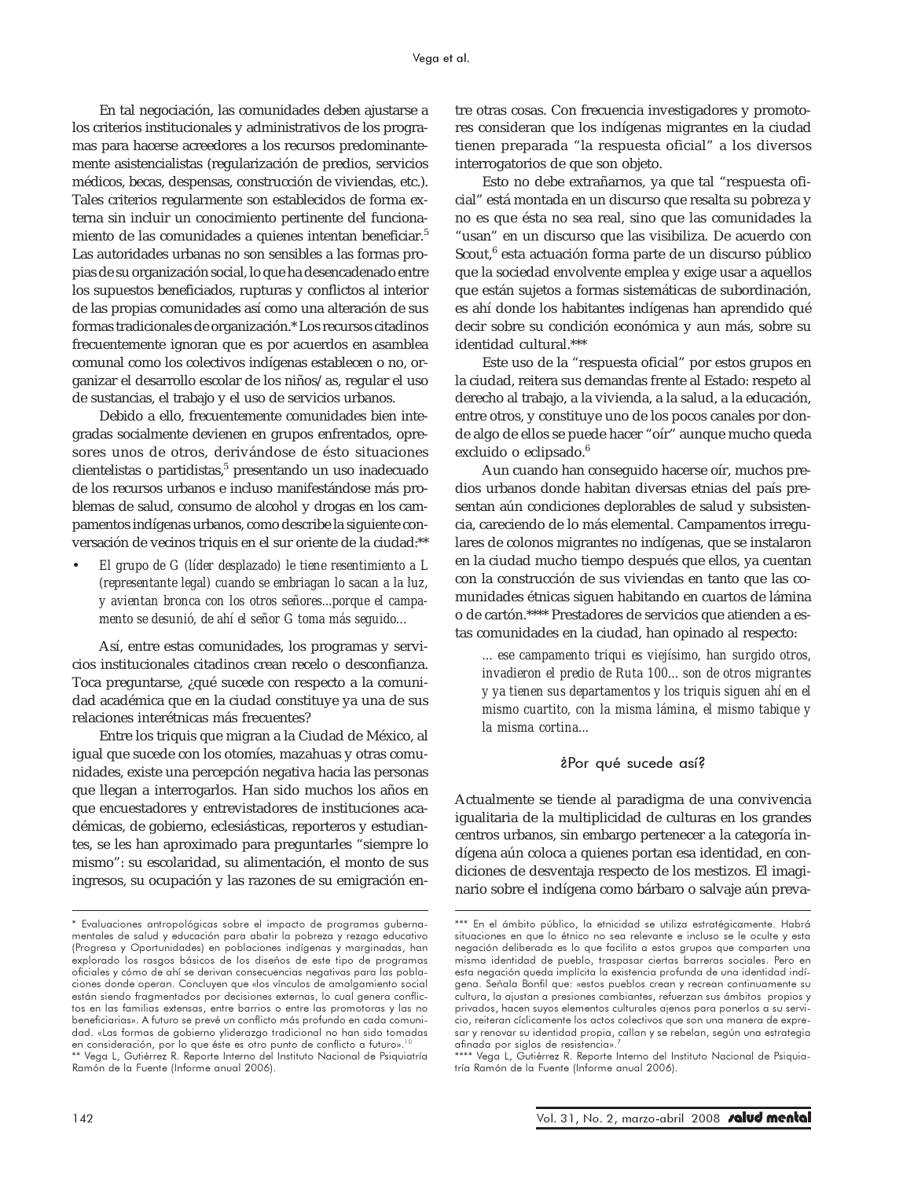En tal negociación, las comunidades deben ajustarse a los criterios institucionales y administrativos de los programas para hacerse acreedores a los recursos predominantemente asistencialistas (regularización de predios, servicios médicos, becas, despensas, construcción de viviendas, etc.). Tales criterios regularmente son establecidos de forma externa sin incluir un conocimiento pertinente del funcionamiento de las comunidades a quienes intentan beneficiar.[5] Las autoridades urbanas no son sensibles a las formas propias de su organización social, lo que ha desencadenado entre los supuestos beneficiados, rupturas y conflictos al interior de las propias comunidades así como una alteración de sus formas tradicionales de organización.* Los recursos citadinos frecuentemente ignoran que es por acuerdos en asamblea comunal como los colectivos indígenas establecen o no, organizar el desarrollo escolar de los niños/as, regular el uso de sustancias, el trabajo y el uso de servicios urbanos.

Debido a ello, frecuentemente comunidades bien integradas socialmente devienen en grupos enfrentados, opresores unos de otros, derivándose de ésto situaciones clientelistas o partidistas,[5] presentando un uso inadecuado de los recursos urbanos e incluso manifestándose más problemas de salud, consumo de alcohol y drogas en los campamentos indígenas urbanos, como describe la siguiente conversación de vecinos triquis en el sur oriente de la ciudad:**

- *El grupo de G (líder desplazado) le tiene resentimiento a L (representante legal) cuando se embriagan lo sacan a la luz, y avientan bronca con los otros señores...porque el campamento se desunió, de ahí el señor G toma más seguido...*

Así, entre estas comunidades, los programas y servicios institucionales citadinos crean recelo o desconfianza. Toca preguntarse, ¿qué sucede con respecto a la comunidad académica que en la ciudad constituye ya una de sus relaciones interétnicas más frecuentes?

Entre los triquis que migran a la Ciudad de México, al igual que sucede con los otomíes, mazahuas y otras comunidades, existe una percepción negativa hacia las personas que llegan a interrogarlos. Han sido muchos los años en que encuestadores y entrevistadores de instituciones académicas, de gobierno, eclesiásticas, reporteros y estudiantes, se les han aproximado para preguntarles "siempre lo mismo": su escolaridad, su alimentación, el monto de sus ingresos, su ocupación y las razones de su emigración entre otras cosas. Con frecuencia investigadores y promotores consideran que los indígenas migrantes en la ciudad tienen preparada "la respuesta oficial" a los diversos interrogatorios de que son objeto.

Esto no debe extrañarnos, ya que tal "respuesta oficial" está montada en un discurso que resalta su pobreza y no es que ésta no sea real, sino que las comunidades la "usan" en un discurso que las visibiliza. De acuerdo con Scout,[6] esta actuación forma parte de un discurso público que la sociedad envolvente emplea y exige usar a aquellos que están sujetos a formas sistemáticas de subordinación, es ahí donde los habitantes indígenas han aprendido qué decir sobre su condición económica y aun más, sobre su identidad cultural.***

Este uso de la "respuesta oficial" por estos grupos en la ciudad, reitera sus demandas frente al Estado: respeto al derecho al trabajo, a la vivienda, a la salud, a la educación, entre otros, y constituye uno de los pocos canales por donde algo de ellos se puede hacer "oír" aunque mucho queda excluido o eclipsado.[6]

Aun cuando han conseguido hacerse oír, muchos predios urbanos donde habitan diversas etnias del país presentan aún condiciones deplorables de salud y subsistencia, careciendo de lo más elemental. Campamentos irregulares de colonos migrantes no indígenas, que se instalaron en la ciudad mucho tiempo después que ellos, ya cuentan con la construcción de sus viviendas en tanto que las comunidades étnicas siguen habitando en cuartos de lámina o de cartón.**** Prestadores de servicios que atienden a estas comunidades en la ciudad, han opinado al respecto:

> *... ese campamento triqui es viejísimo, han surgido otros, invadieron el predio de Ruta 100... son de otros migrantes y ya tienen sus departamentos y los triquis siguen ahí en el mismo cuartito, con la misma lámina, el mismo tabique y la misma cortina...*

## ¿Por qué sucede así?

Actualmente se tiende al paradigma de una convivencia igualitaria de la multiplicidad de culturas en los grandes centros urbanos, sin embargo pertenecer a la categoría indígena aún coloca a quienes portan esa identidad, en condiciones de desventaja respecto de los mestizos. El imaginario sobre el indígena como bárbaro o salvaje aún preva-

---

\* Evaluaciones antropológicas sobre el impacto de programas gubernamentales de salud y educación para abatir la pobreza y rezago educativo (Progresa y Oportunidades) en poblaciones indígenas y marginadas, han explorado los rasgos básicos de los diseños de este tipo de programas oficiales y cómo de ahí se derivan consecuencias negativas para las poblaciones donde operan. Concluyen que «los vínculos de amalgamiento social están siendo fragmentados por decisiones externas, lo cual genera conflictos en las familias extensas, entre barrios o entre las promotoras y las no beneficiarias». A futuro se prevé un conflicto más profundo en cada comunidad. «Las formas de gobierno yliderazgo tradicional no han sido tomadas en consideración, por lo que éste es otro punto de conflicto a futuro».[10]

\** Vega L, Gutiérrez R. Reporte Interno del Instituto Nacional de Psiquiatría Ramón de la Fuente (Informe anual 2006).

\*** En el ámbito público, la etnicidad se utiliza estratégicamente. Habrá situaciones en que lo étnico no sea relevante e incluso se le oculte y esta negación deliberada es lo que facilita a estos grupos que comparten una misma identidad de pueblo, traspasar ciertas barreras sociales. Pero en esta negación queda implícita la existencia profunda de una identidad indígena. Señala Bonfil que: «estos pueblos crean y recrean continuamente su cultura, la ajustan a presiones cambiantes, refuerzan sus ámbitos propios y privados, hacen suyos elementos culturales ajenos para ponerlos a su servicio, reiteran cíclicamente los actos colectivos que son una manera de expresar y renovar su identidad propia, callan y se rebelan, según una estrategia afinada por siglos de resistencia».[7]

\**** Vega L, Gutiérrez R. Reporte Interno del Instituto Nacional de Psiquiatría Ramón de la Fuente (Informe anual 2006).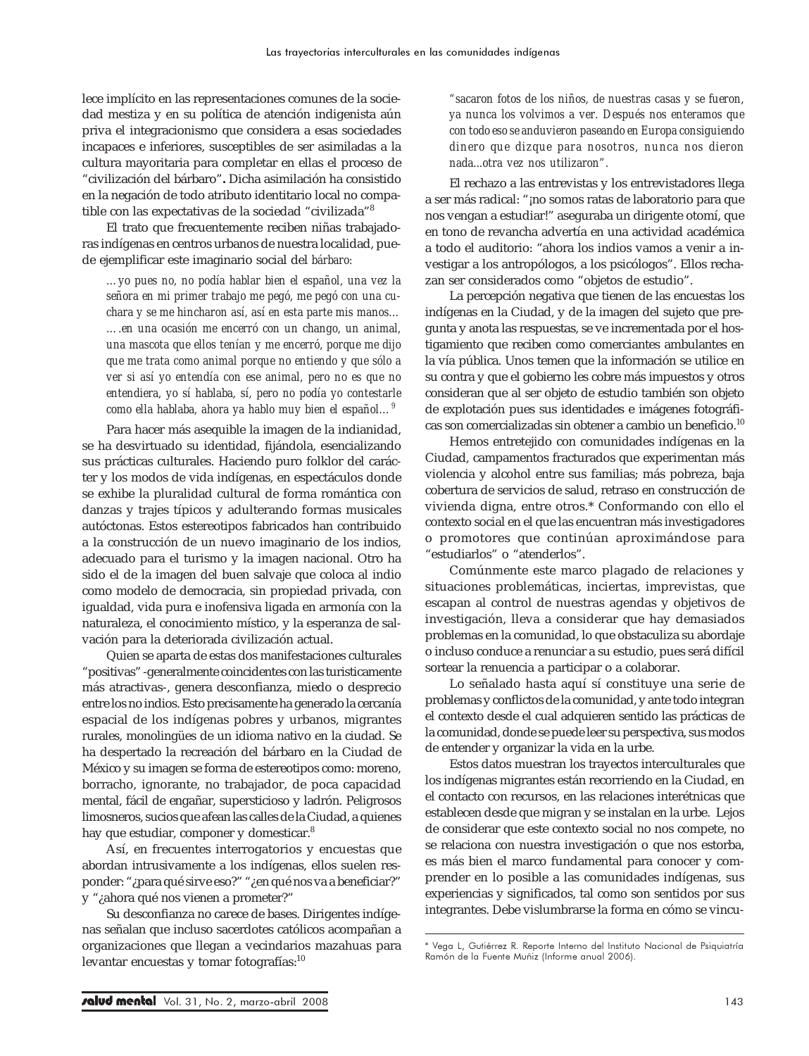lece implícito en las representaciones comunes de la sociedad mestiza y en su política de atención indigenista aún priva el integracionismo que considera a esas sociedades incapaces e inferiores, susceptibles de ser asimiladas a la cultura mayoritaria para completar en ellas el proceso de "civilización del bárbaro"**.** Dicha asimilación ha consistido en la negación de todo atributo identitario local no compatible con las expectativas de la sociedad "civilizada"[8]

El trato que frecuentemente reciben niñas trabajadoras indígenas en centros urbanos de nuestra localidad, puede ejemplificar este imaginario social del *bárbaro*:

> *...yo pues no, no podía hablar bien el español, una vez la señora en mi primer trabajo me pegó, me pegó con una cuchara y se me hincharon así, así en esta parte mis manos... ….en una ocasión me encerró con un chango, un animal, una mascota que ellos tenían y me encerró, porque me dijo que me trata como animal porque no entiendo y que sólo a ver si así yo entendía con ese animal, pero no es que no entendiera, yo sí hablaba, sí, pero no podía yo contestarle como ella hablaba, ahora ya hablo muy bien el español...* [9]

Para hacer más asequible la imagen de la indianidad, se ha desvirtuado su identidad, fijándola, esencializando sus prácticas culturales. Haciendo puro folklor del carácter y los modos de vida indígenas, en espectáculos donde se exhibe la pluralidad cultural de forma romántica con danzas y trajes típicos y adulterando formas musicales autóctonas. Estos estereotipos fabricados han contribuido a la construcción de un nuevo imaginario de los indios, adecuado para el turismo y la imagen nacional. Otro ha sido el de la imagen del buen salvaje que coloca al indio como modelo de democracia, sin propiedad privada, con igualdad, vida pura e inofensiva ligada en armonía con la naturaleza, el conocimiento místico, y la esperanza de salvación para la deteriorada civilización actual.

Quien se aparta de estas dos manifestaciones culturales "positivas" -generalmente coincidentes con las turisticamente más atractivas-, genera desconfianza, miedo o desprecio entre los no indios. Esto precisamente ha generado la cercanía espacial de los indígenas pobres y urbanos, migrantes rurales, monolingües de un idioma nativo en la ciudad. Se ha despertado la recreación del bárbaro en la Ciudad de México y su imagen se forma de estereotipos como: moreno, borracho, ignorante, no trabajador, de poca capacidad mental, fácil de engañar, supersticioso y ladrón. Peligrosos limosneros, sucios que afean las calles de la Ciudad, a quienes hay que estudiar, componer y domesticar.[8]

Así, en frecuentes interrogatorios y encuestas que abordan intrusivamente a los indígenas, ellos suelen responder: "¿para qué sirve eso?" "¿en qué nos va a beneficiar?" y "¿ahora qué nos vienen a prometer?"

Su desconfianza no carece de bases. Dirigentes indígenas señalan que incluso sacerdotes católicos acompañan a organizaciones que llegan a vecindarios mazahuas para levantar encuestas y tomar fotografías:[10]

> *"sacaron fotos de los niños, de nuestras casas y se fueron, ya nunca los volvimos a ver. Después nos enteramos que con todo eso se anduvieron paseando en Europa consiguiendo dinero que dizque para nosotros, nunca nos dieron nada...otra vez nos utilizaron".*

El rechazo a las entrevistas y los entrevistadores llega a ser más radical: "¡no somos ratas de laboratorio para que nos vengan a estudiar!" aseguraba un dirigente otomí, que en tono de revancha advertía en una actividad académica a todo el auditorio: "ahora los indios vamos a venir a investigar a los antropólogos, a los psicólogos". Ellos rechazan ser considerados como "objetos de estudio".

La percepción negativa que tienen de las encuestas los indígenas en la Ciudad, y de la imagen del sujeto que pregunta y anota las respuestas, se ve incrementada por el hostigamiento que reciben como comerciantes ambulantes en la vía pública. Unos temen que la información se utilice en su contra y que el gobierno les cobre más impuestos y otros consideran que al ser objeto de estudio también son objeto de explotación pues sus identidades e imágenes fotográficas son comercializadas sin obtener a cambio un beneficio.[10]

Hemos entretejido con comunidades indígenas en la Ciudad, campamentos fracturados que experimentan más violencia y alcohol entre sus familias; más pobreza, baja cobertura de servicios de salud, retraso en construcción de vivienda digna, entre otros.* Conformando con ello el contexto social en el que las encuentran más investigadores o promotores que continúan aproximándose para "estudiarlos" o "atenderlos".

Comúnmente este marco plagado de relaciones y situaciones problemáticas, inciertas, imprevistas, que escapan al control de nuestras agendas y objetivos de investigación, lleva a considerar que hay demasiados problemas en la comunidad, lo que obstaculiza su abordaje o incluso conduce a renunciar a su estudio, pues será difícil sortear la renuencia a participar o a colaborar.

Lo señalado hasta aquí sí constituye una serie de problemas y conflictos de la comunidad, y ante todo integran el contexto desde el cual adquieren sentido las prácticas de la comunidad, donde se puede leer su perspectiva, sus modos de entender y organizar la vida en la urbe.

Estos datos muestran los trayectos interculturales que los indígenas migrantes están recorriendo en la Ciudad, en el contacto con recursos, en las relaciones interétnicas que establecen desde que migran y se instalan en la urbe. Lejos de considerar que este contexto social no nos compete, no se relaciona con nuestra investigación o que nos estorba, es más bien el marco fundamental para conocer y comprender en lo posible a las comunidades indígenas, sus experiencias y significados, tal como son sentidos por sus integrantes. Debe vislumbrarse la forma en cómo se vincu-

---

* Vega L, Gutiérrez R. Reporte Interno del Instituto Nacional de Psiquiatría Ramón de la Fuente Muñiz (Informe anual 2006).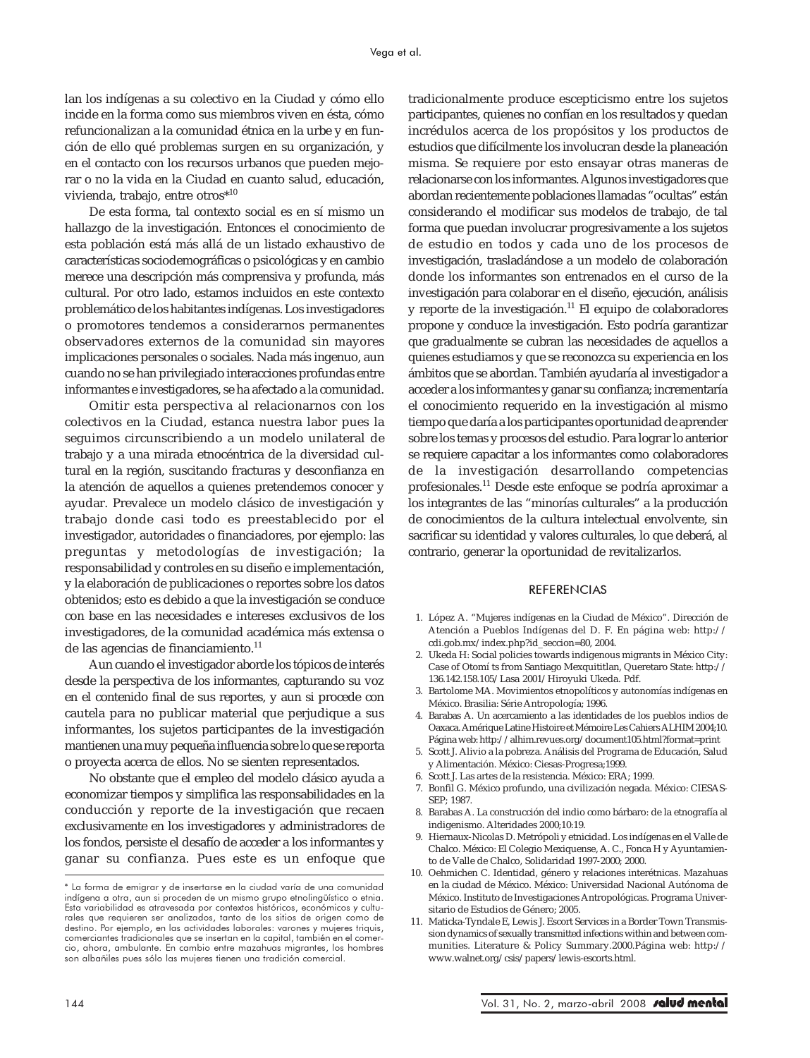lan los indígenas a su colectivo en la Ciudad y cómo ello incide en la forma como sus miembros viven en ésta, cómo refuncionalizan a la comunidad étnica en la urbe y en función de ello qué problemas surgen en su organización, y en el contacto con los recursos urbanos que pueden mejorar o no la vida en la Ciudad en cuanto salud, educación, vivienda, trabajo, entre otros*[10]

De esta forma, tal contexto social es en sí mismo un hallazgo de la investigación. Entonces el conocimiento de esta población está más allá de un listado exhaustivo de características sociodemográficas o psicológicas y en cambio merece una descripción más comprensiva y profunda, más cultural. Por otro lado, estamos incluidos en este contexto problemático de los habitantes indígenas. Los investigadores o promotores tendemos a considerarnos permanentes observadores externos de la comunidad sin mayores implicaciones personales o sociales. Nada más ingenuo, aun cuando no se han privilegiado interacciones profundas entre informantes e investigadores, se ha afectado a la comunidad.

Omitir esta perspectiva al relacionarnos con los colectivos en la Ciudad, estanca nuestra labor pues la seguimos circunscribiendo a un modelo unilateral de trabajo y a una mirada etnocéntrica de la diversidad cultural en la región, suscitando fracturas y desconfianza en la atención de aquellos a quienes pretendemos conocer y ayudar. Prevalece un modelo clásico de investigación y trabajo donde casi todo es preestablecido por el investigador, autoridades o financiadores, por ejemplo: las preguntas y metodologías de investigación; la responsabilidad y controles en su diseño e implementación, y la elaboración de publicaciones o reportes sobre los datos obtenidos; esto es debido a que la investigación se conduce con base en las necesidades e intereses exclusivos de los investigadores, de la comunidad académica más extensa o de las agencias de financiamiento.[11]

Aun cuando el investigador aborde los tópicos de interés desde la perspectiva de los informantes, capturando su voz en el contenido final de sus reportes, y aun si procede con cautela para no publicar material que perjudique a sus informantes, los sujetos participantes de la investigación mantienen una muy pequeña influencia sobre lo que se reporta o proyecta acerca de ellos. No se sienten representados.

No obstante que el empleo del modelo clásico ayuda a economizar tiempos y simplifica las responsabilidades en la conducción y reporte de la investigación que recaen exclusivamente en los investigadores y administradores de los fondos, persiste el desafío de acceder a los informantes y ganar su confianza. Pues este es un enfoque que tradicionalmente produce escepticismo entre los sujetos participantes, quienes no confían en los resultados y quedan incrédulos acerca de los propósitos y los productos de estudios que difícilmente los involucran desde la planeación misma. Se requiere por esto ensayar otras maneras de relacionarse con los informantes. Algunos investigadores que abordan recientemente poblaciones llamadas "ocultas" están considerando el modificar sus modelos de trabajo, de tal forma que puedan involucrar progresivamente a los sujetos de estudio en todos y cada uno de los procesos de investigación, trasladándose a un modelo de colaboración donde los informantes son entrenados en el curso de la investigación para colaborar en el diseño, ejecución, análisis y reporte de la investigación.[11] El equipo de colaboradores propone y conduce la investigación. Esto podría garantizar que gradualmente se cubran las necesidades de aquellos a quienes estudiamos y que se reconozca su experiencia en los ámbitos que se abordan. También ayudaría al investigador a acceder a los informantes y ganar su confianza; incrementaría el conocimiento requerido en la investigación al mismo tiempo que daría a los participantes oportunidad de aprender sobre los temas y procesos del estudio. Para lograr lo anterior se requiere capacitar a los informantes como colaboradores de la investigación desarrollando competencias profesionales.[11] Desde este enfoque se podría aproximar a los integrantes de las "minorías culturales" a la producción de conocimientos de la cultura intelectual envolvente, sin sacrificar su identidad y valores culturales, lo que deberá, al contrario, generar la oportunidad de revitalizarlos.

\* La forma de emigrar y de insertarse en la ciudad varía de una comunidad indígena a otra, aun si proceden de un mismo grupo etnolingüístico o etnia. Esta variabilidad es atravesada por contextos históricos, económicos y culturales que requieren ser analizados, tanto de los sitios de origen como de destino. Por ejemplo, en las actividades laborales: varones y mujeres triquis, comerciantes tradicionales que se insertan en la capital, también en el comercio, ahora, ambulante. En cambio entre mazahuas migrantes, los hombres son albañiles pues sólo las mujeres tienen una tradición comercial.

## REFERENCIAS

1. López A. "Mujeres indígenas en la Ciudad de México". Dirección de Atención a Pueblos Indígenas del D. F. En página web: http://cdi.gob.mx/index.php?id_seccion=80, 2004.
2. Ukeda H: Social policies towards indigenous migrants in México City: Case of Otomí ts from Santiago Mexquititlan, Queretaro State: http://136.142.158.105/Lasa 2001/Hiroyuki Ukeda. Pdf.
3. Bartolome MA. Movimientos etnopolíticos y autonomías indígenas en México. Brasilia: Série Antropología; 1996.
4. Barabas A. Un acercamiento a las identidades de los pueblos indios de Oaxaca. Amérique Latine Histoire et Mémoire Les Cahiers ALHIM 2004;10. Página web: http://alhim.revues.org/document105.html?format=print
5. Scott J. Alivio a la pobreza. Análisis del Programa de Educación, Salud y Alimentación. México: Ciesas-Progresa;1999.
6. Scott J. Las artes de la resistencia. México: ERA; 1999.
7. Bonfil G. México profundo, una civilización negada. México: CIESAS-SEP; 1987.
8. Barabas A. La construcción del indio como bárbaro: de la etnografía al indigenismo. Alteridades 2000;10:19.
9. Hiernaux-Nicolas D. Metrópoli y etnicidad. Los indígenas en el Valle de Chalco. México: El Colegio Mexiquense, A. C., Fonca H y Ayuntamiento de Valle de Chalco, Solidaridad 1997-2000; 2000.
10. Oehmichen C. Identidad, género y relaciones interétnicas. Mazahuas en la ciudad de México. México: Universidad Nacional Autónoma de México. Instituto de Investigaciones Antropológicas. Programa Universitario de Estudios de Género; 2005.
11. Maticka-Tyndale E, Lewis J. Escort Services in a Border Town Transmission dynamics of sexually transmitted infections within and between communities. Literature & Policy Summary.2000.Página web: http://www.walnet.org/csis/papers/lewis-escorts.html.